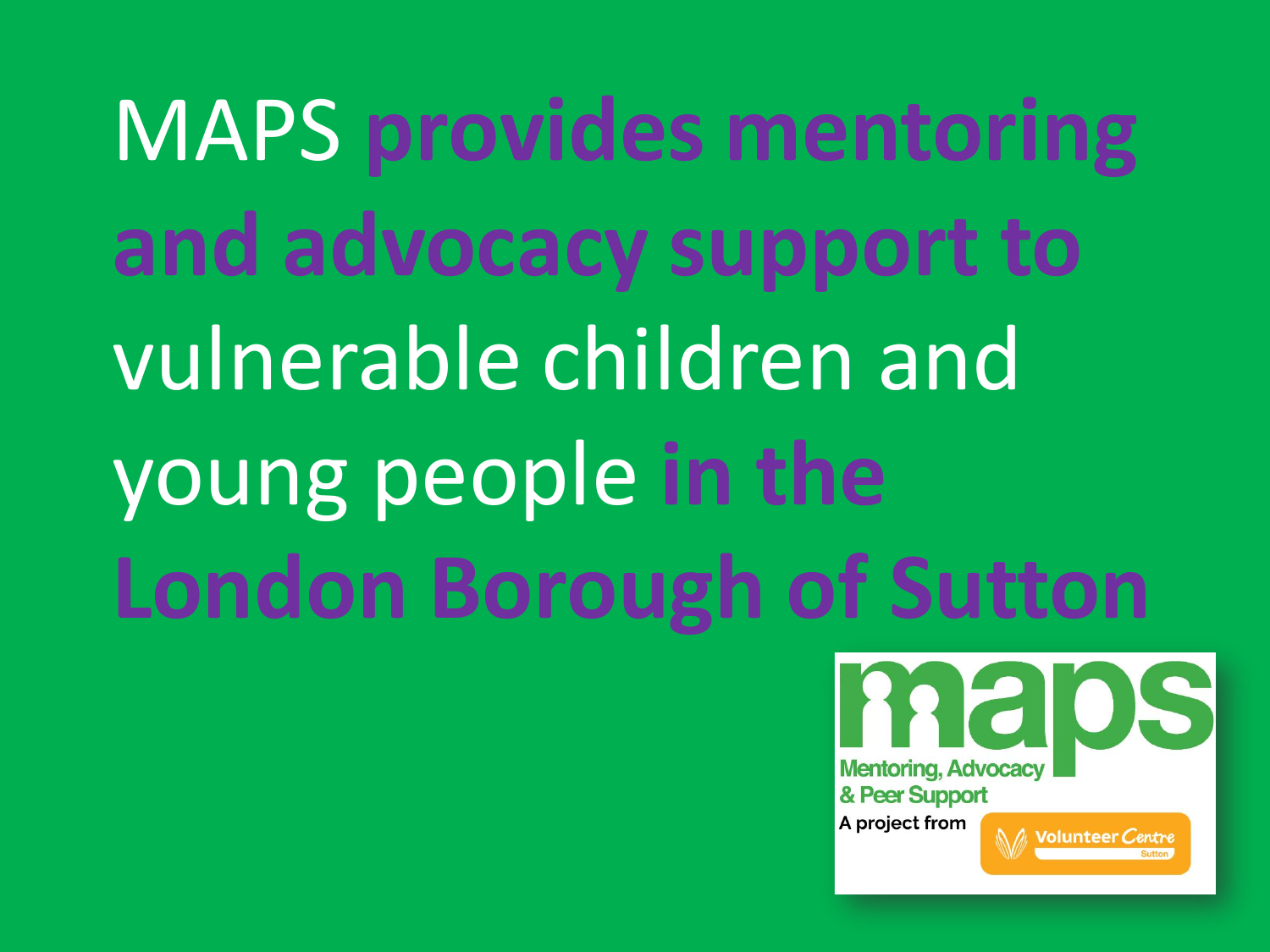MAPS **provides mentoring and advocacy support to** vulnerable children and young people **in the London Borough of Sutton**

maps

Mentoring, Advocacy & Peer Support

A project from Volunteer Centre Sutton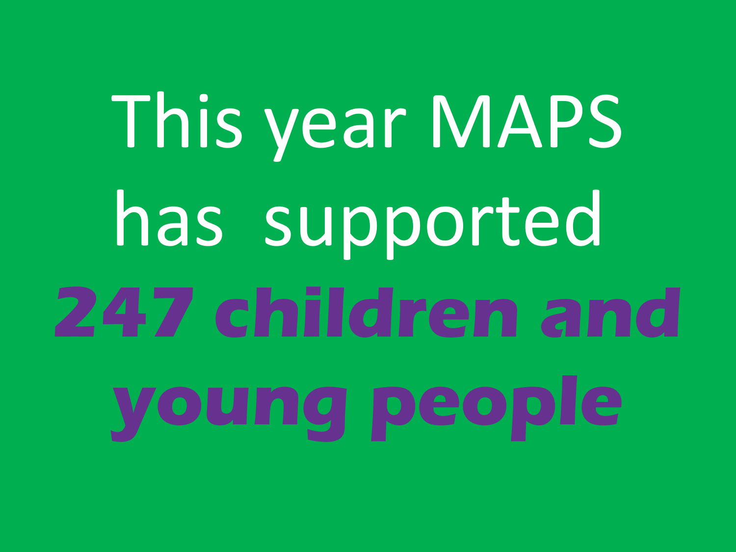This year MAPS has supported **247 children and young people**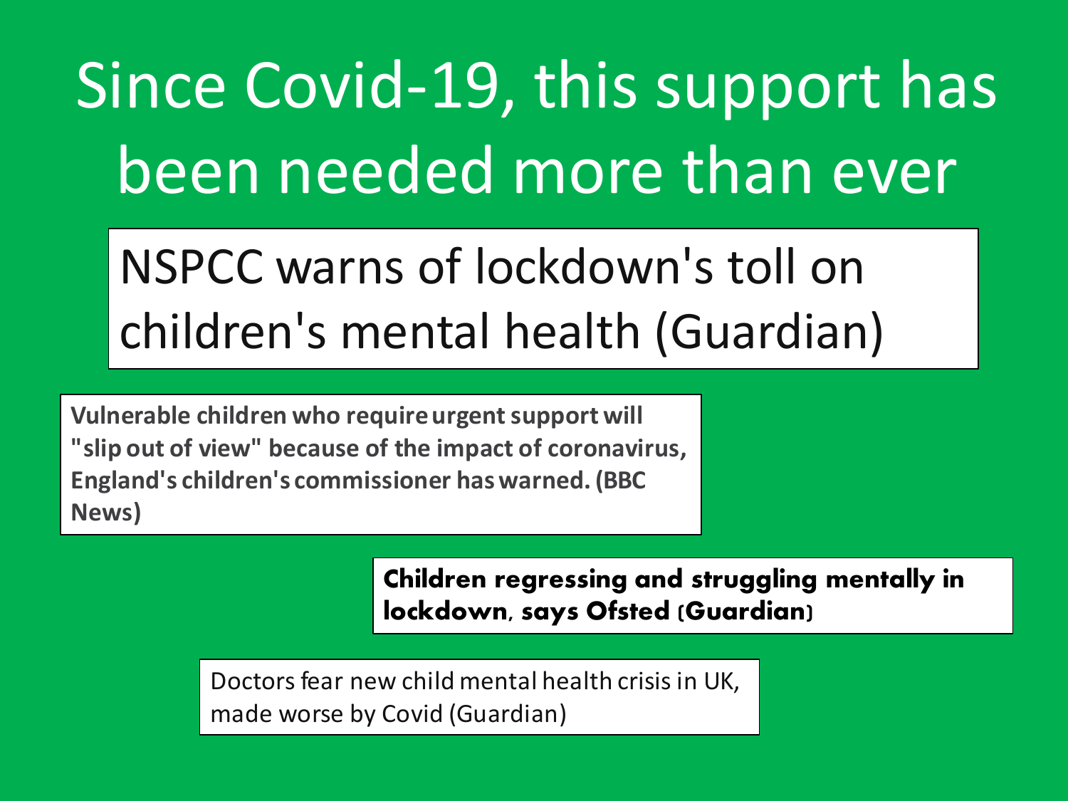# Since Covid-19, this support has been needed more than ever

NSPCC warns of lockdown's toll on children's mental health (Guardian)

**Vulnerable children who require urgent support will "slip out of view" because of the impact of coronavirus, England's children's commissioner has warned. (BBC News)**

**Children regressing and struggling mentally in lockdown, says Ofsted (Guardian)**

Doctors fear new child mental health crisis in UK, made worse by Covid (Guardian)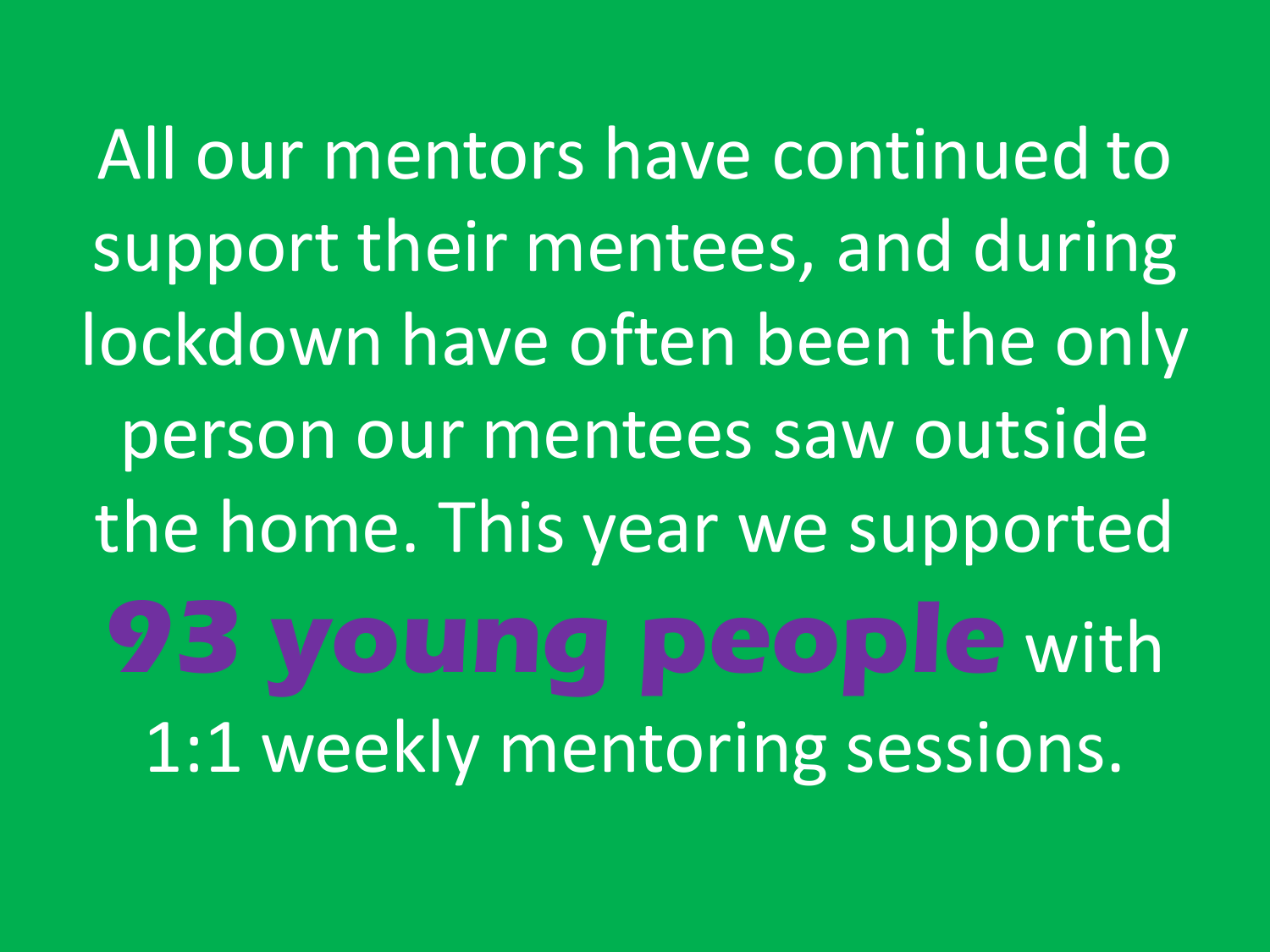All our mentors have continued to support their mentees, and during lockdown have often been the only person our mentees saw outside the home. This year we supported **93 young people** with 1:1 weekly mentoring sessions.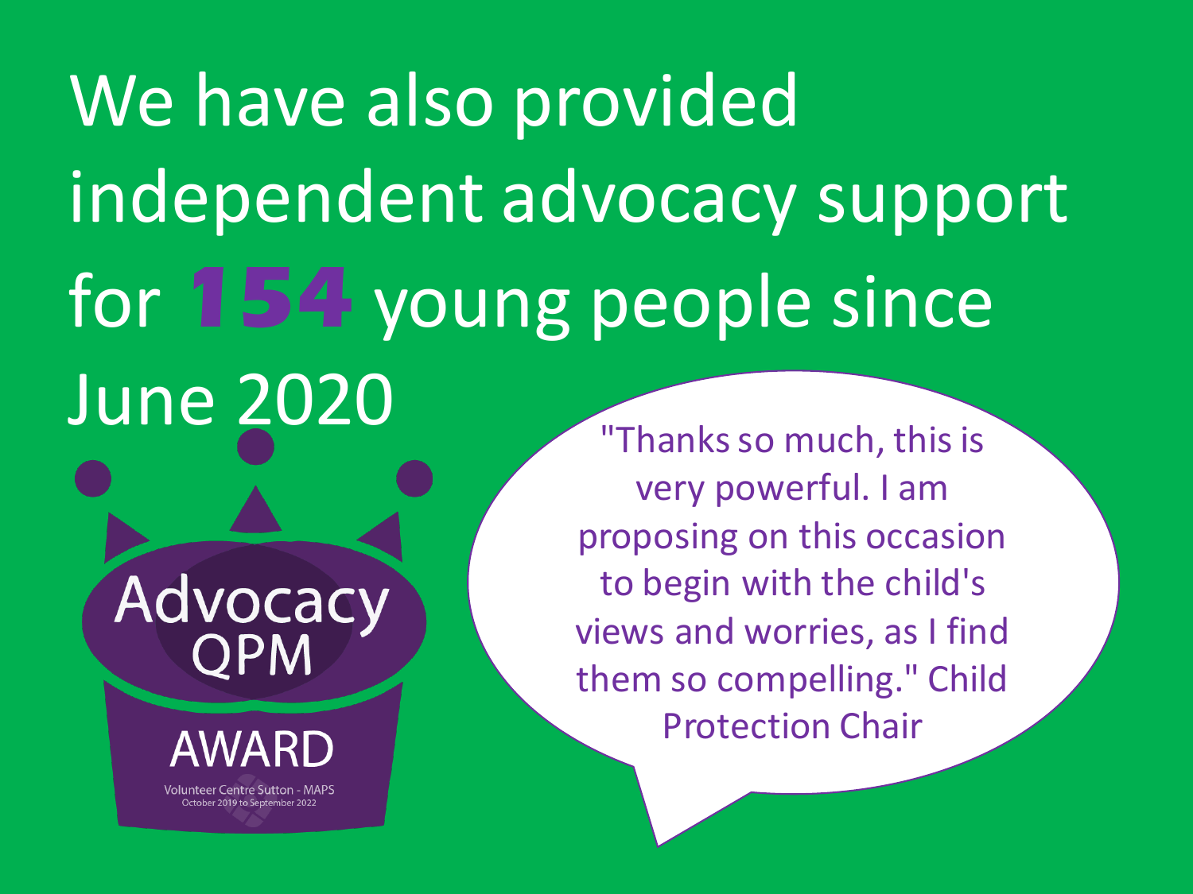# We have also provided independent advocacy support for **154** young people since June 2020

Advocacy QPM

AWARD

Volunteer Centre Sutton - MAPS
October 2019 to September 2022

"Thanks so much, this is very powerful. I am proposing on this occasion to begin with the child's views and worries, as I find them so compelling." Child Protection Chair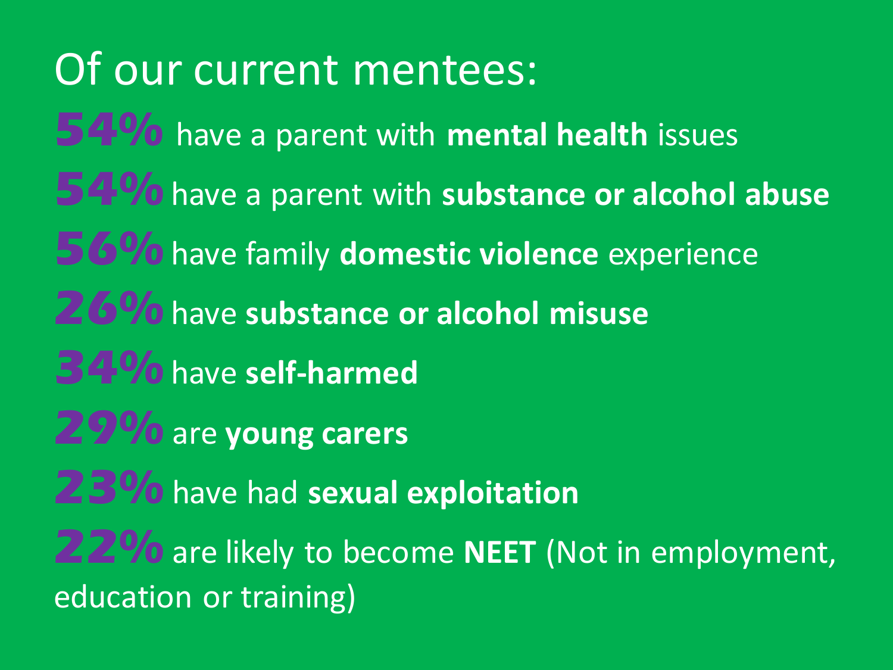# Of our current mentees:

**54%** have a parent with **mental health** issues

**54%** have a parent with **substance or alcohol abuse**

**56%** have family **domestic violence** experience

**26%** have **substance or alcohol misuse**

**34%** have **self-harmed**

**29%** are **young carers**

**23%** have had **sexual exploitation**

**22%** are likely to become **NEET** (Not in employment, education or training)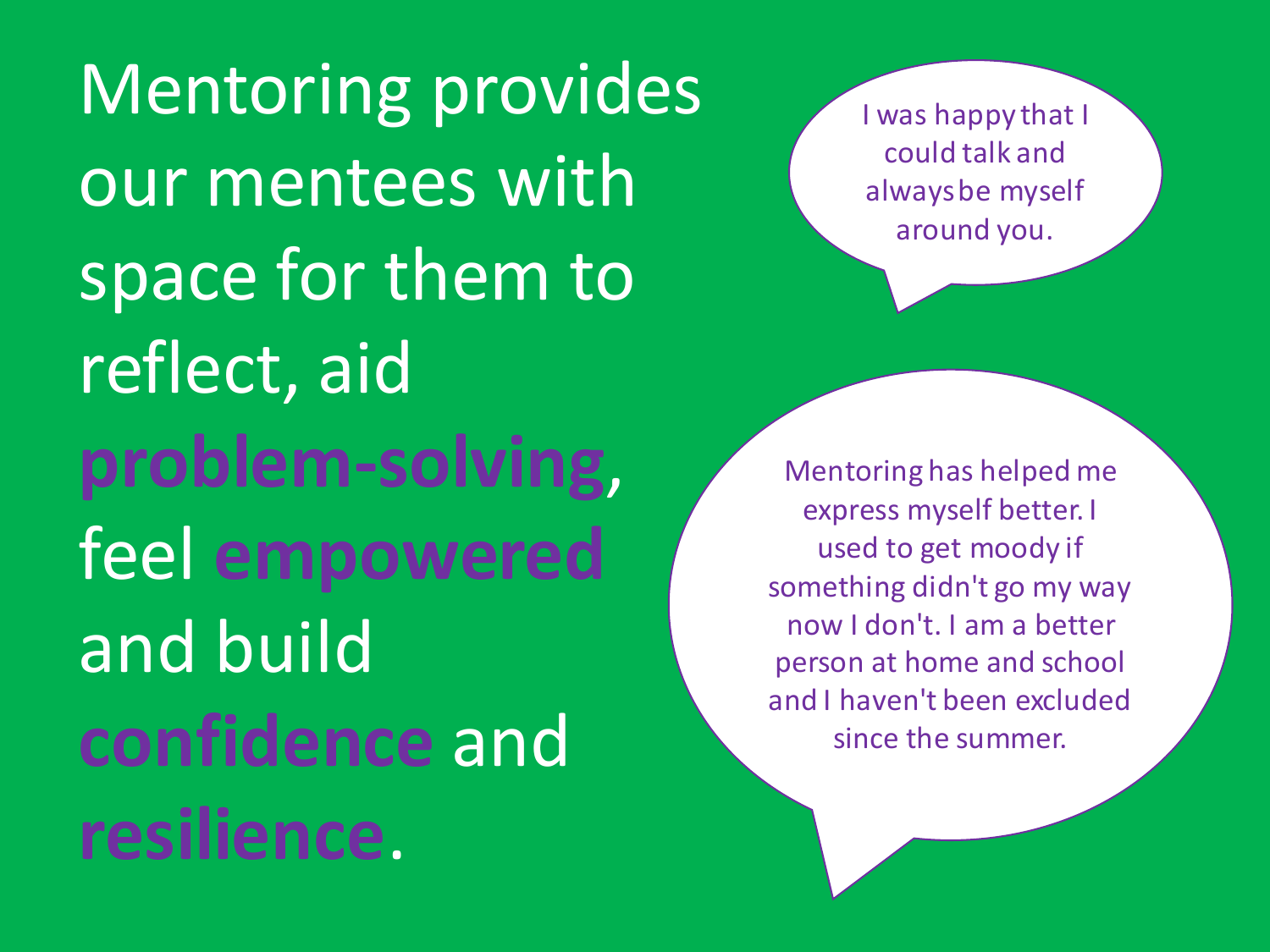Mentoring provides our mentees with space for them to reflect, aid **problem-solving**, feel **empowered** and build **confidence** and **resilience**.

I was happy that I could talk and always be myself around you.

Mentoring has helped me express myself better. I used to get moody if something didn't go my way now I don't. I am a better person at home and school and I haven't been excluded since the summer.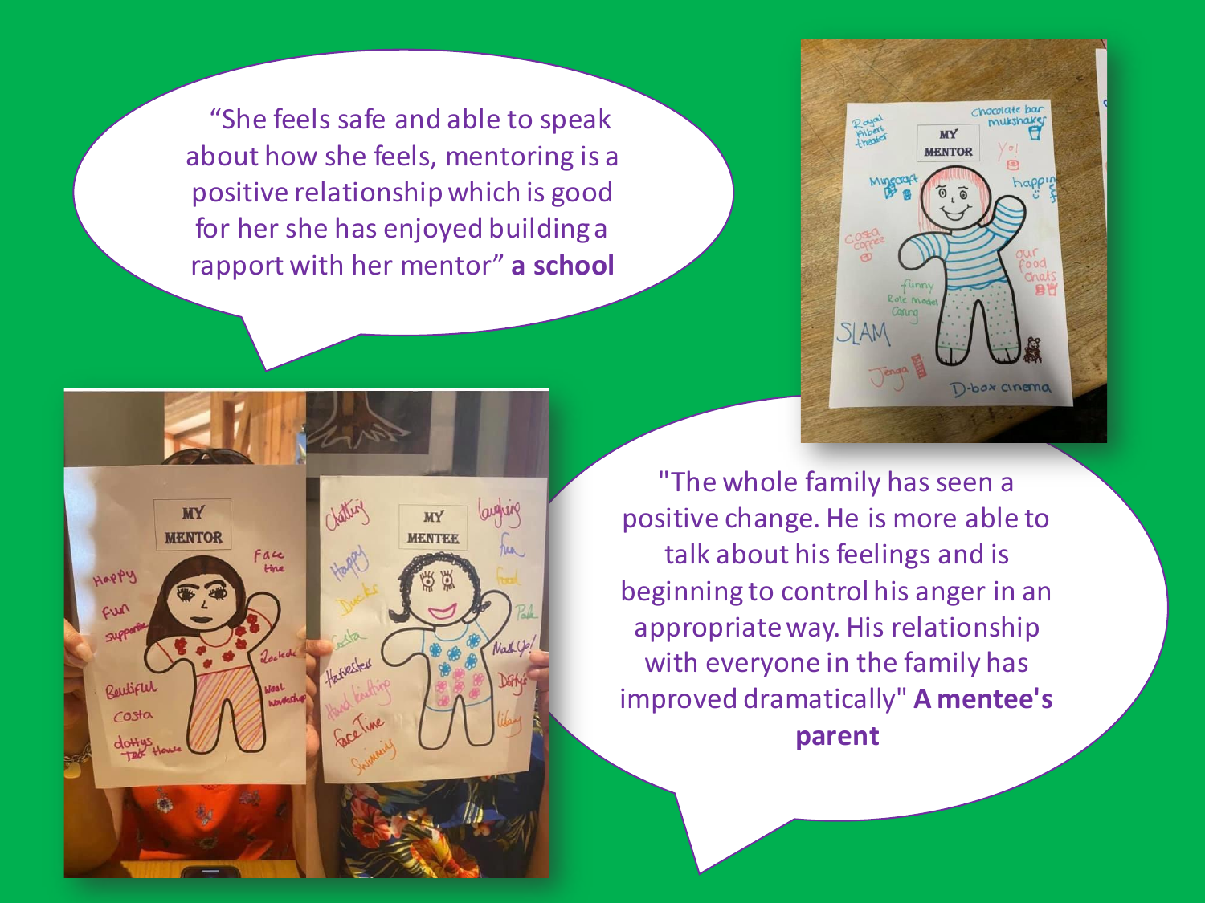"She feels safe and able to speak about how she feels, mentoring is a positive relationship which is good for her she has enjoyed building a rapport with her mentor" **a school**

"The whole family has seen a positive change. He is more able to talk about his feelings and is beginning to control his anger in an appropriate way. His relationship with everyone in the family has improved dramatically" **A mentee's parent**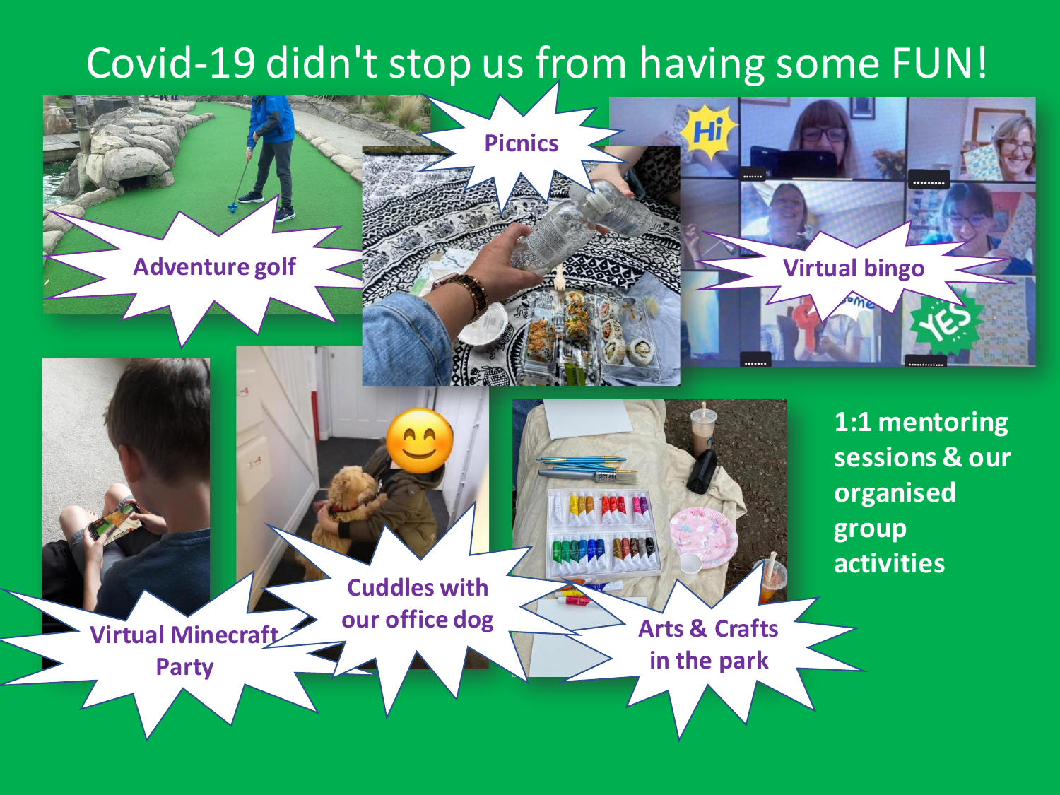# Covid-19 didn't stop us from having some FUN!

Adventure golf

Picnics

Virtual bingo

Virtual Minecraft Party

Cuddles with our office dog

Arts & Crafts in the park

**1:1 mentoring sessions & our organised group activities**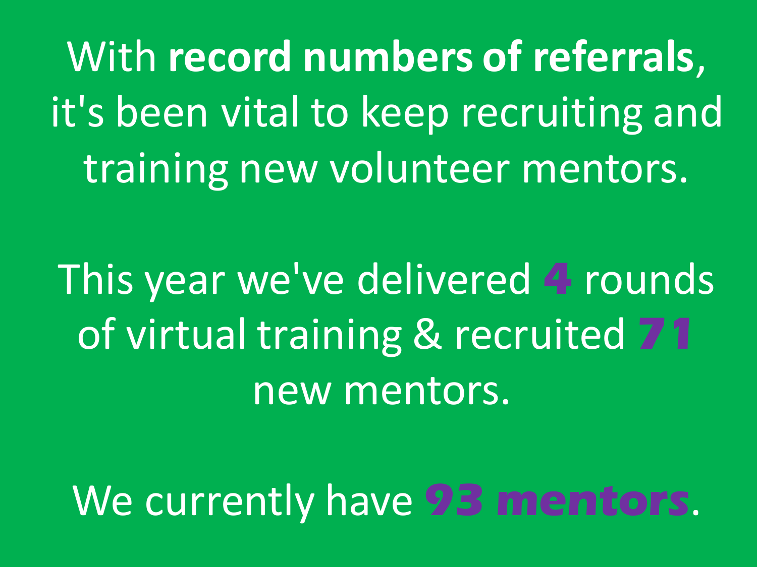With **record numbers of referrals**, it's been vital to keep recruiting and training new volunteer mentors.

This year we've delivered **4** rounds of virtual training & recruited **71** new mentors.

We currently have **93 mentors**.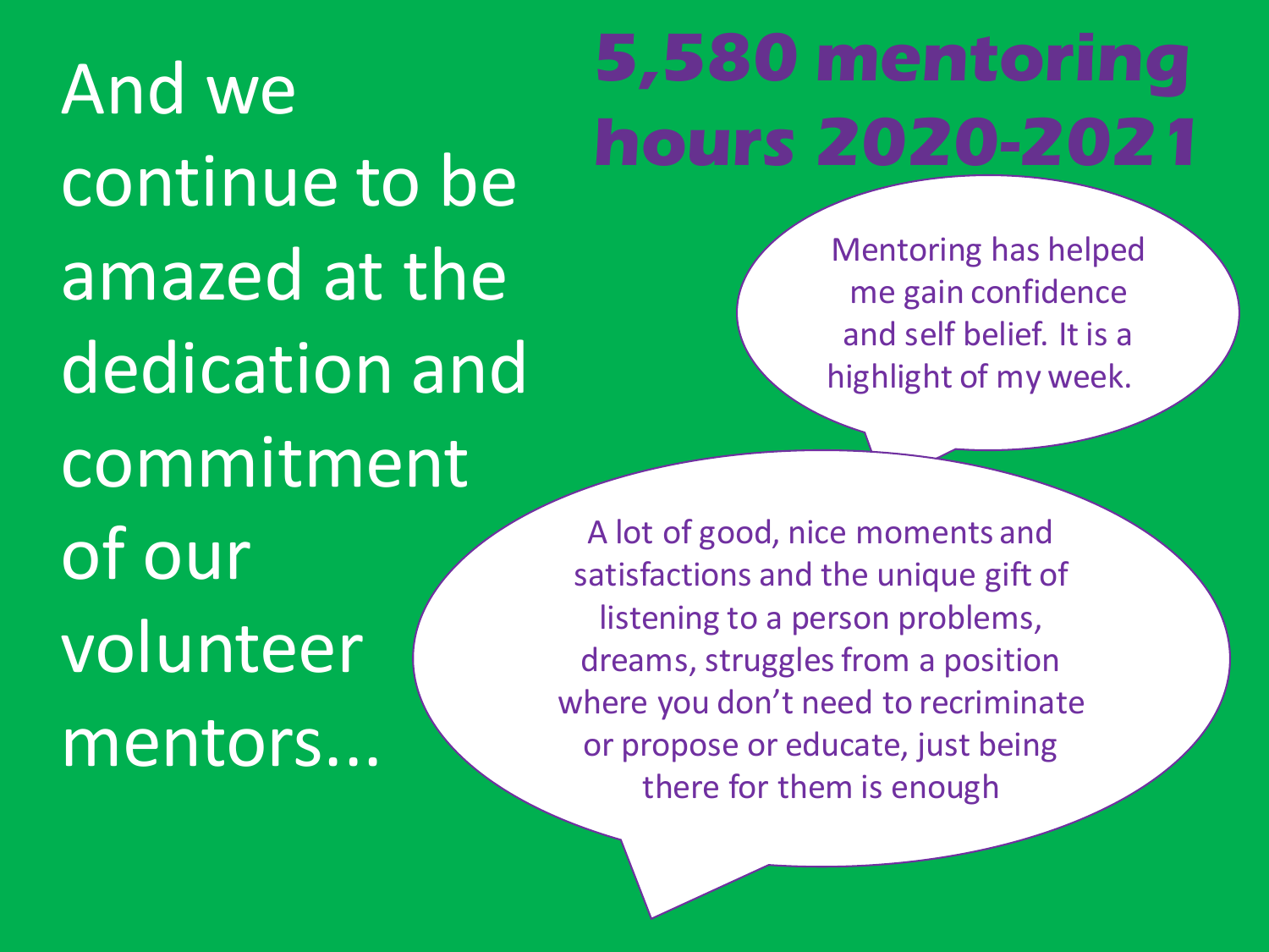And we continue to be amazed at the dedication and commitment of our volunteer mentors...

# 5,580 mentoring hours 2020-2021

> Mentoring has helped me gain confidence and self belief. It is a highlight of my week.

> A lot of good, nice moments and satisfactions and the unique gift of listening to a person problems, dreams, struggles from a position where you don't need to recriminate or propose or educate, just being there for them is enough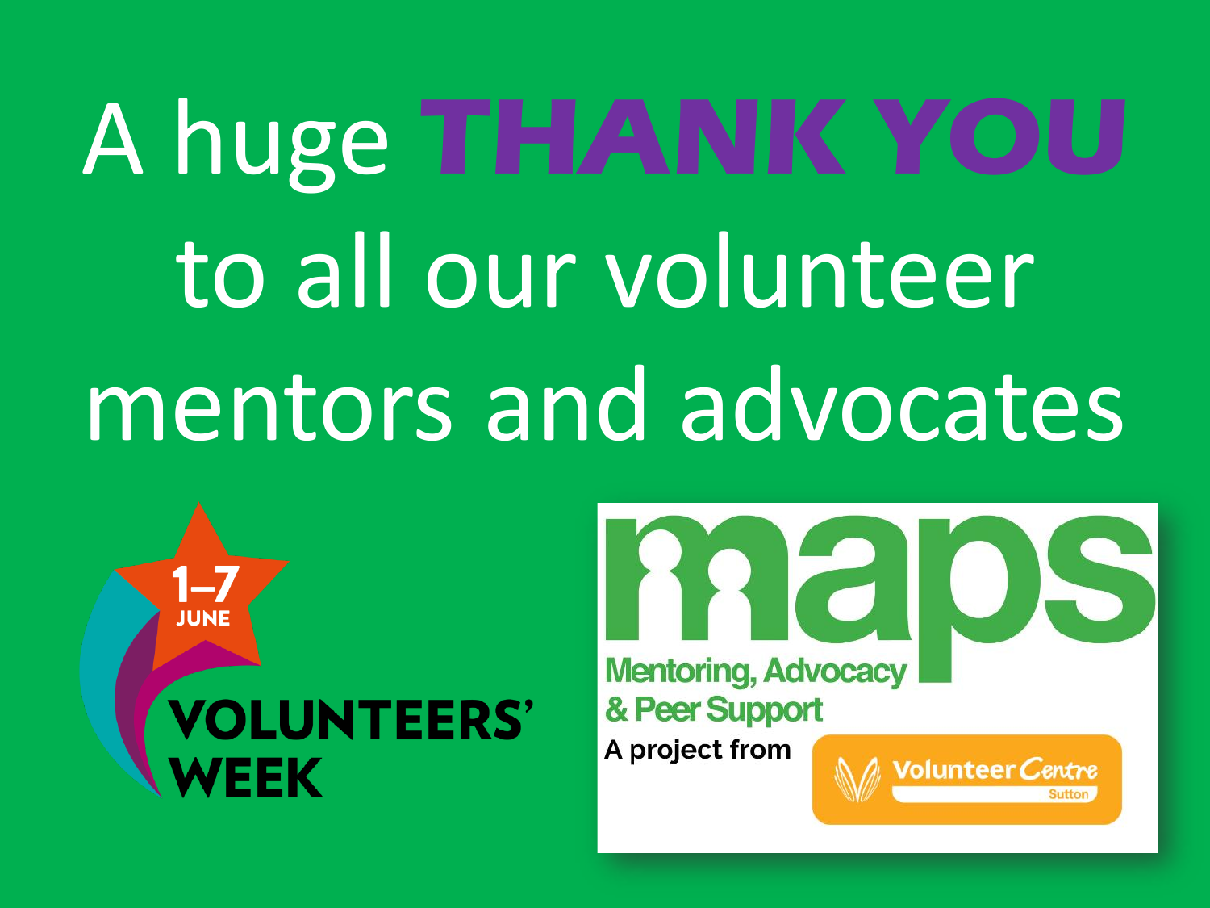# A huge **THANK YOU** to all our volunteer mentors and advocates

1–7 JUNE

VOLUNTEERS' WEEK

maps

Mentoring, Advocacy & Peer Support

A project from Volunteer Centre Sutton